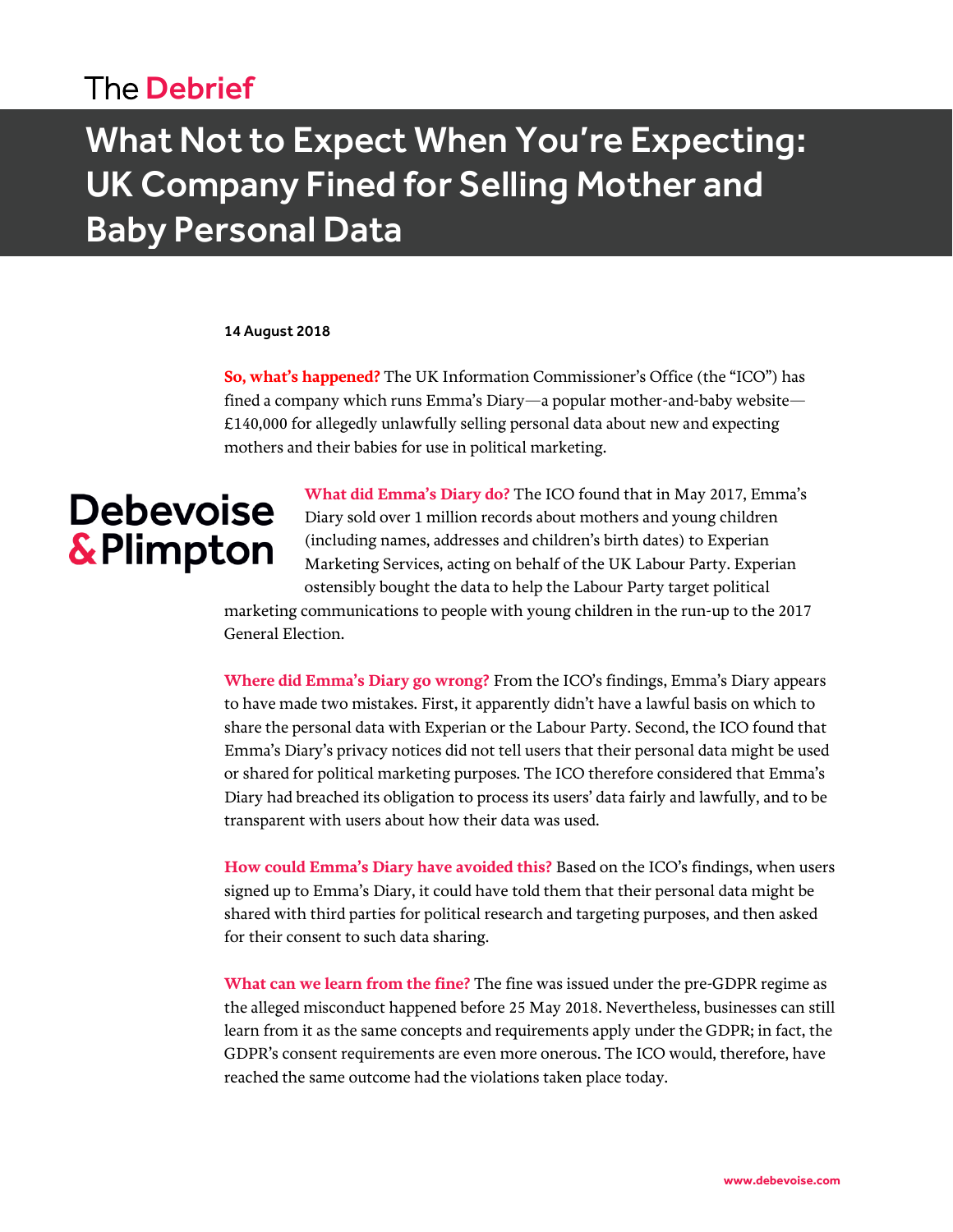The **Debrief**

# What Not to Expect When You're Expecting: UK Company Fined for Selling Mother and Baby Personal Data

**14 August 2018**

**So, what's happened?** The UK Information Commissioner's Office (the "ICO") has fined a company which runs Emma's Diary—a popular mother-and-baby website—£140,000 for allegedly unlawfully selling personal data about new and expecting mothers and their babies for use in political marketing.

Debevoise & Plimpton

**What did Emma's Diary do?** The ICO found that in May 2017, Emma's Diary sold over 1 million records about mothers and young children (including names, addresses and children's birth dates) to Experian Marketing Services, acting on behalf of the UK Labour Party. Experian ostensibly bought the data to help the Labour Party target political marketing communications to people with young children in the run-up to the 2017 General Election.

**Where did Emma's Diary go wrong?** From the ICO's findings, Emma's Diary appears to have made two mistakes. First, it apparently didn't have a lawful basis on which to share the personal data with Experian or the Labour Party. Second, the ICO found that Emma's Diary's privacy notices did not tell users that their personal data might be used or shared for political marketing purposes. The ICO therefore considered that Emma's Diary had breached its obligation to process its users' data fairly and lawfully, and to be transparent with users about how their data was used.

**How could Emma's Diary have avoided this?** Based on the ICO's findings, when users signed up to Emma's Diary, it could have told them that their personal data might be shared with third parties for political research and targeting purposes, and then asked for their consent to such data sharing.

**What can we learn from the fine?** The fine was issued under the pre-GDPR regime as the alleged misconduct happened before 25 May 2018. Nevertheless, businesses can still learn from it as the same concepts and requirements apply under the GDPR; in fact, the GDPR's consent requirements are even more onerous. The ICO would, therefore, have reached the same outcome had the violations taken place today.

www.debevoise.com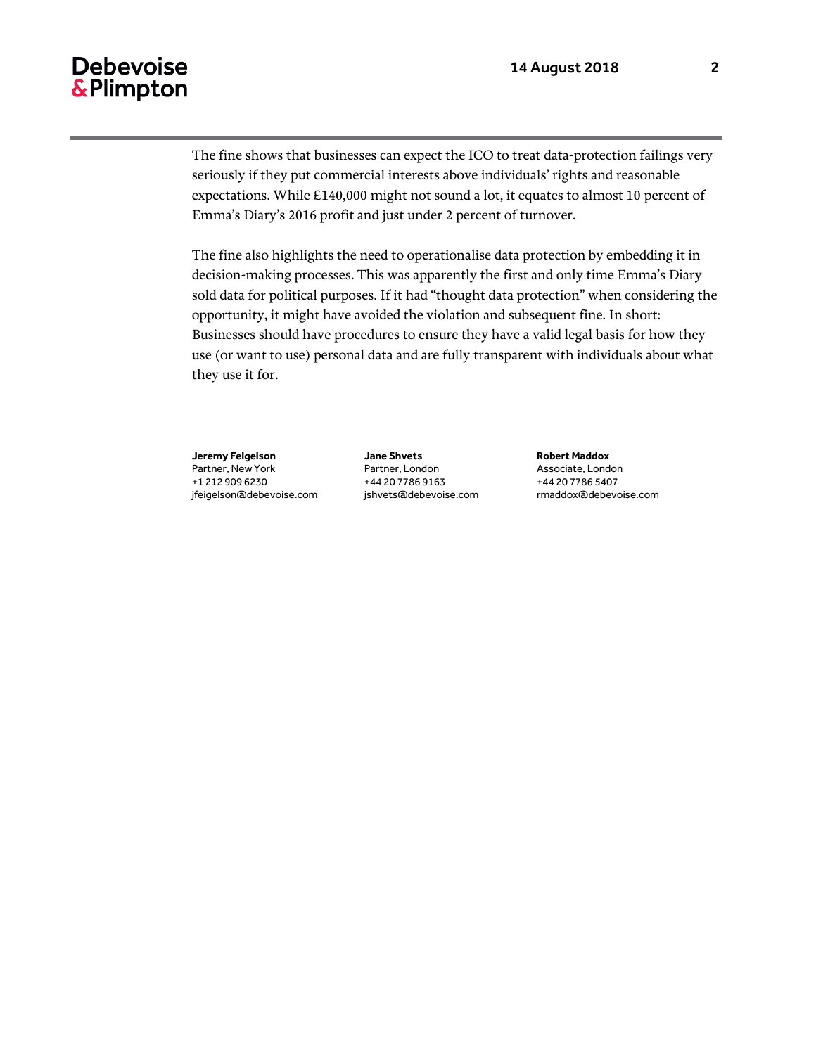The fine shows that businesses can expect the ICO to treat data-protection failings very seriously if they put commercial interests above individuals' rights and reasonable expectations. While £140,000 might not sound a lot, it equates to almost 10 percent of Emma's Diary's 2016 profit and just under 2 percent of turnover.

The fine also highlights the need to operationalise data protection by embedding it in decision-making processes. This was apparently the first and only time Emma's Diary sold data for political purposes. If it had "thought data protection" when considering the opportunity, it might have avoided the violation and subsequent fine. In short: Businesses should have procedures to ensure they have a valid legal basis for how they use (or want to use) personal data and are fully transparent with individuals about what they use it for.

**Jeremy Feigelson**
Partner, New York
+1 212 909 6230
jfeigelson@debevoise.com

**Jane Shvets**
Partner, London
+44 20 7786 9163
jshvets@debevoise.com

**Robert Maddox**
Associate, London
+44 20 7786 5407
rmaddox@debevoise.com